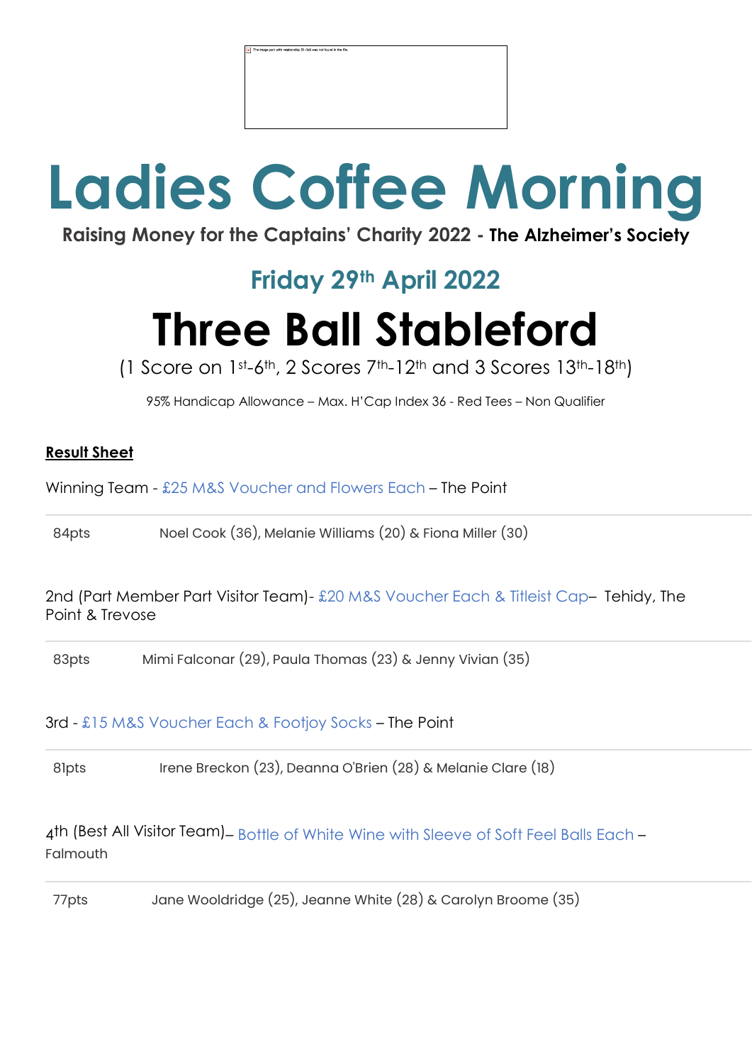# Ladies Coffee Morning

**Raising Money for the Captains' Charity 2022 - The Alzheimer's Society**

## Friday 29th April 2022

# Three Ball Stableford

(1 Score on 1st-6th, 2 Scores 7th-12th and 3 Scores 13th-18th)

95% Handicap Allowance – Max. H'Cap Index 36 - Red Tees – Non Qualifier

**Result Sheet**

Winning Team - £25 M&S Voucher and Flowers Each – The Point

| 84pts | Noel Cook (36), Melanie Williams (20) & Fiona Miller (30) |
|---|---|

2nd (Part Member Part Visitor Team)- £20 M&S Voucher Each & Titleist Cap– Tehidy, The Point & Trevose

| 83pts | Mimi Falconar (29), Paula Thomas (23) & Jenny Vivian (35) |
|---|---|

3rd - £15 M&S Voucher Each & Footjoy Socks – The Point

| 81pts | Irene Breckon (23), Deanna O'Brien (28) & Melanie Clare (18) |
|---|---|

4th (Best All Visitor Team)– Bottle of White Wine with Sleeve of Soft Feel Balls Each – Falmouth

| 77pts | Jane Wooldridge (25), Jeanne White (28) & Carolyn Broome (35) |
|---|---|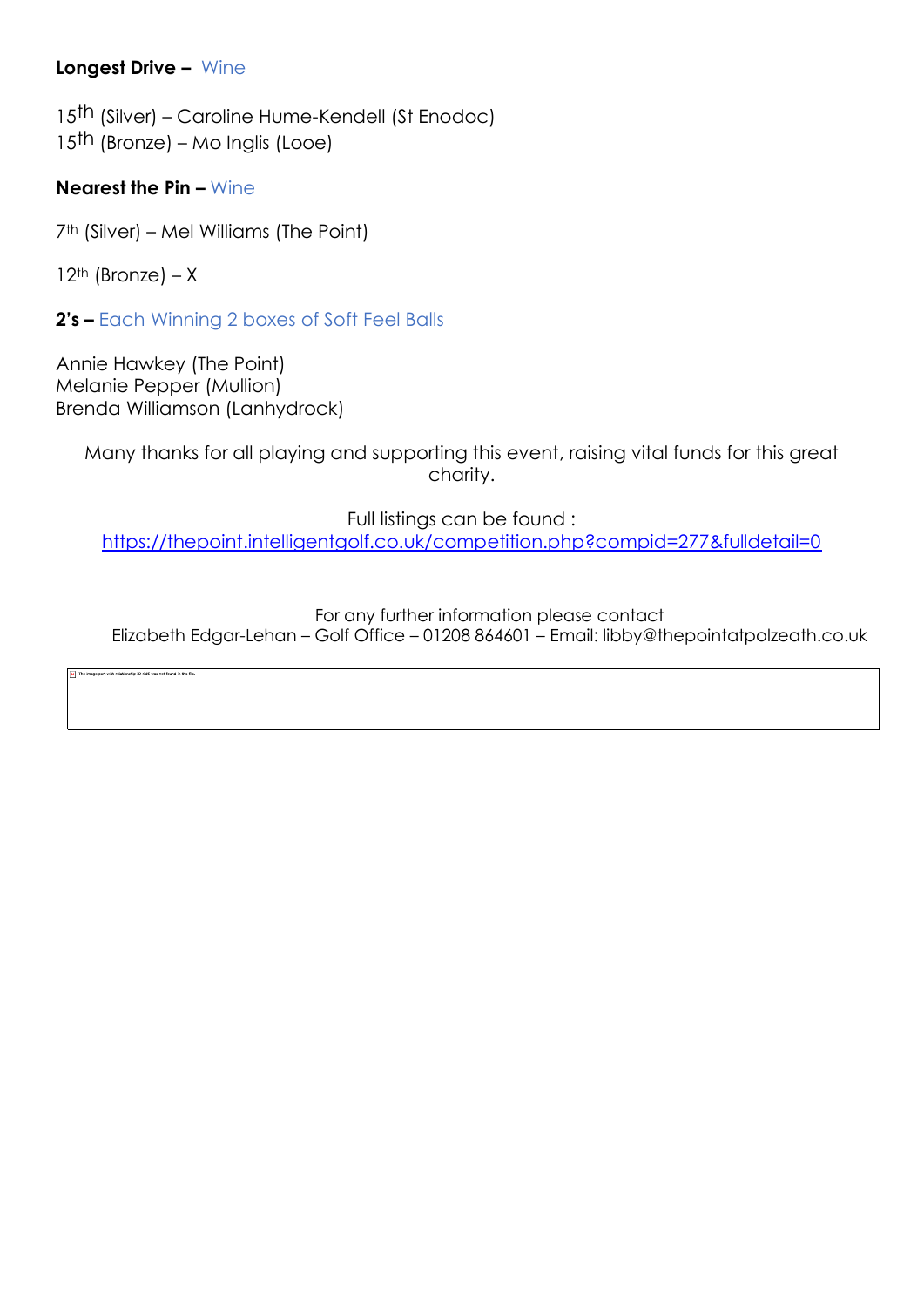**Longest Drive –** Wine

15th (Silver) – Caroline Hume-Kendell (St Enodoc)
15th (Bronze) – Mo Inglis (Looe)

**Nearest the Pin –** Wine

7th (Silver) – Mel Williams (The Point)

12th (Bronze) – X

**2's –** Each Winning 2 boxes of Soft Feel Balls

Annie Hawkey (The Point)
Melanie Pepper (Mullion)
Brenda Williamson (Lanhydrock)

Many thanks for all playing and supporting this event, raising vital funds for this great charity.

Full listings can be found :
https://thepoint.intelligentgolf.co.uk/competition.php?compid=277&fulldetail=0

For any further information please contact
Elizabeth Edgar-Lehan – Golf Office – 01208 864601 – Email: libby@thepointatpolzeath.co.uk